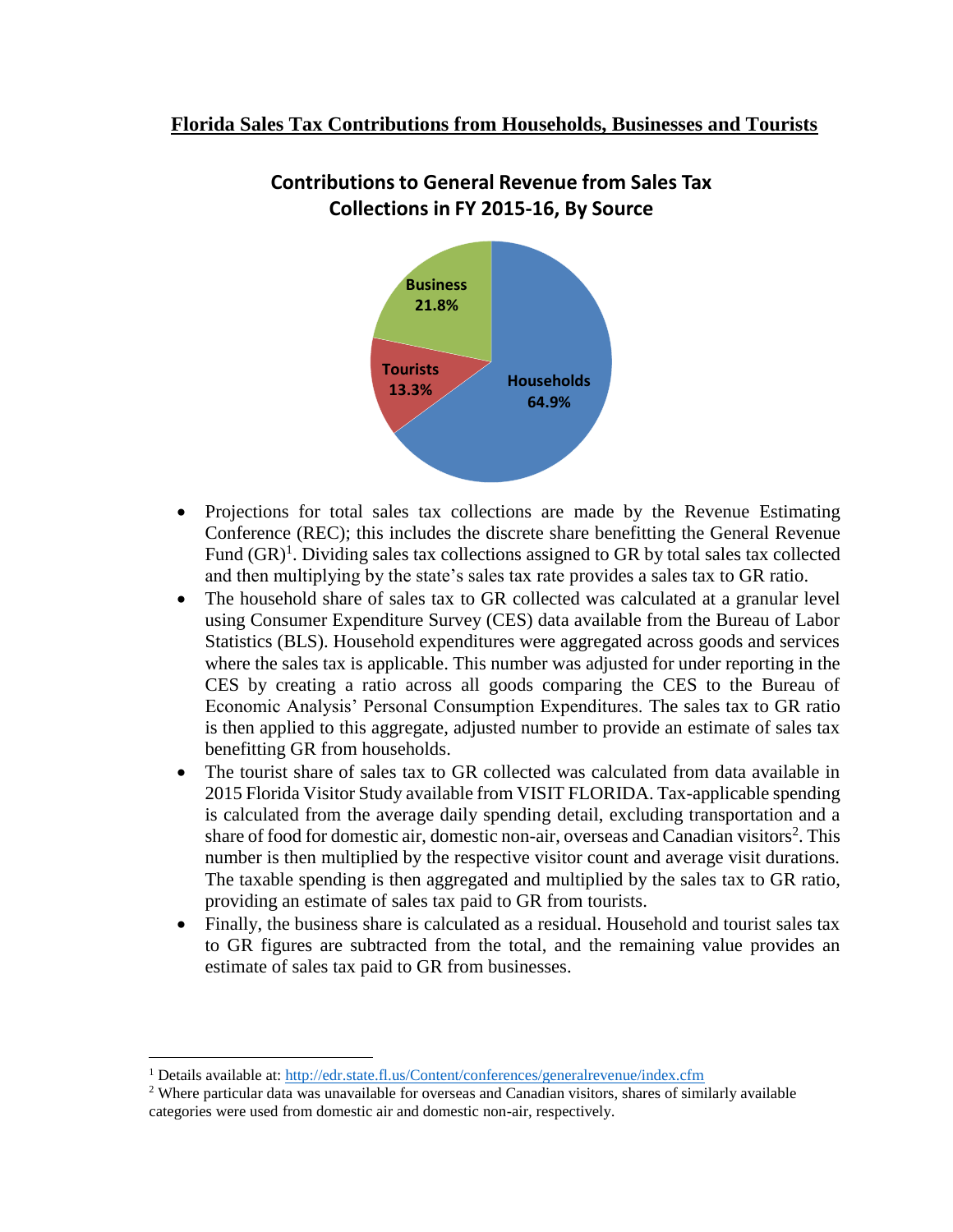# Florida Sales Tax Contributions from Households, Businesses and Tourists

**Contributions to General Revenue from Sales Tax Collections in FY 2015-16, By Source**

Business 21.8%

Tourists 13.3%

Households 64.9%

- Projections for total sales tax collections are made by the Revenue Estimating Conference (REC); this includes the discrete share benefitting the General Revenue Fund (GR)[1]. Dividing sales tax collections assigned to GR by total sales tax collected and then multiplying by the state's sales tax rate provides a sales tax to GR ratio.
- The household share of sales tax to GR collected was calculated at a granular level using Consumer Expenditure Survey (CES) data available from the Bureau of Labor Statistics (BLS). Household expenditures were aggregated across goods and services where the sales tax is applicable. This number was adjusted for under reporting in the CES by creating a ratio across all goods comparing the CES to the Bureau of Economic Analysis' Personal Consumption Expenditures. The sales tax to GR ratio is then applied to this aggregate, adjusted number to provide an estimate of sales tax benefitting GR from households.
- The tourist share of sales tax to GR collected was calculated from data available in 2015 Florida Visitor Study available from VISIT FLORIDA. Tax-applicable spending is calculated from the average daily spending detail, excluding transportation and a share of food for domestic air, domestic non-air, overseas and Canadian visitors[2]. This number is then multiplied by the respective visitor count and average visit durations. The taxable spending is then aggregated and multiplied by the sales tax to GR ratio, providing an estimate of sales tax paid to GR from tourists.
- Finally, the business share is calculated as a residual. Household and tourist sales tax to GR figures are subtracted from the total, and the remaining value provides an estimate of sales tax paid to GR from businesses.

---

[1] Details available at: http://edr.state.fl.us/Content/conferences/generalrevenue/index.cfm

[2] Where particular data was unavailable for overseas and Canadian visitors, shares of similarly available categories were used from domestic air and domestic non-air, respectively.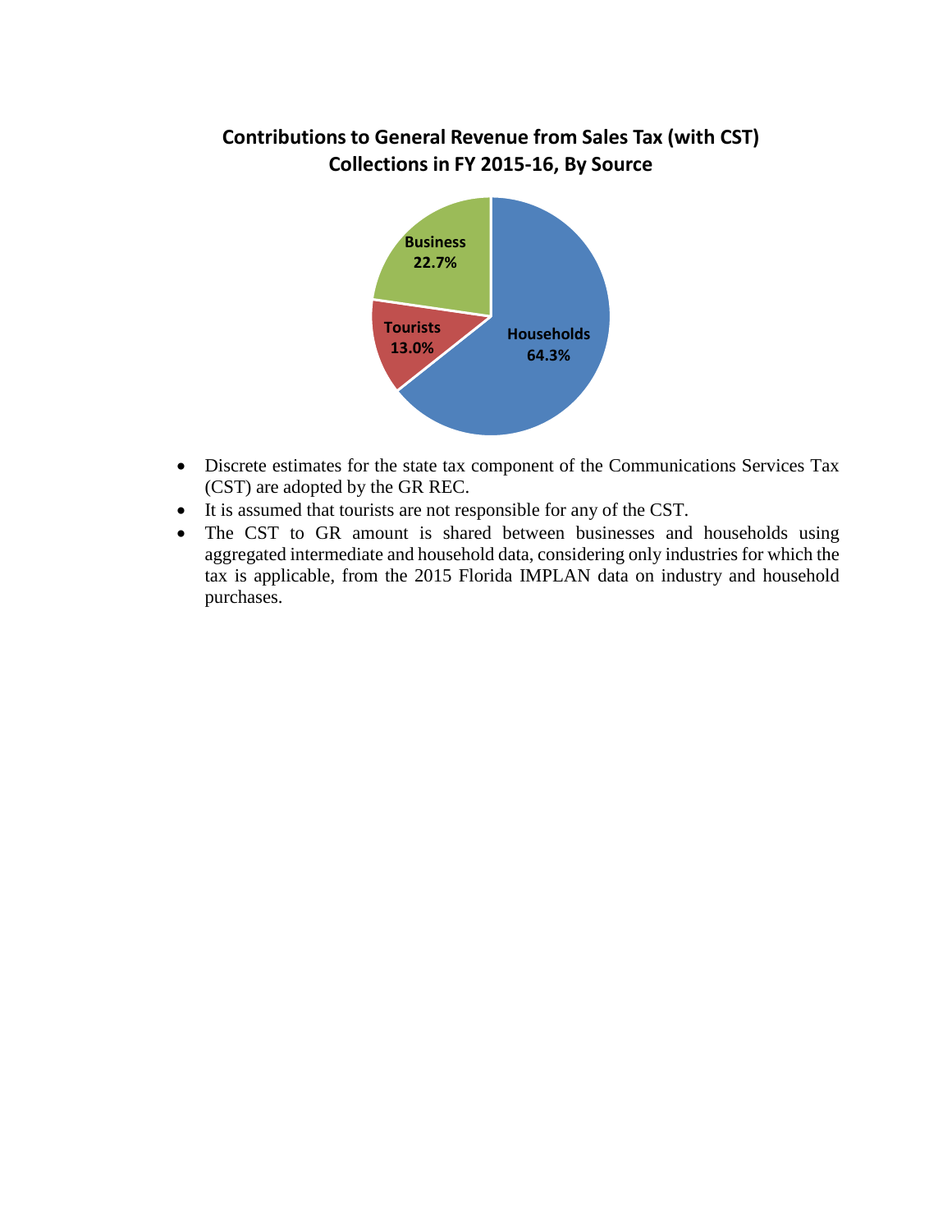**Contributions to General Revenue from Sales Tax (with CST) Collections in FY 2015-16, By Source**

Business 22.7%

Tourists 13.0%

Households 64.3%

- Discrete estimates for the state tax component of the Communications Services Tax (CST) are adopted by the GR REC.
- It is assumed that tourists are not responsible for any of the CST.
- The CST to GR amount is shared between businesses and households using aggregated intermediate and household data, considering only industries for which the tax is applicable, from the 2015 Florida IMPLAN data on industry and household purchases.